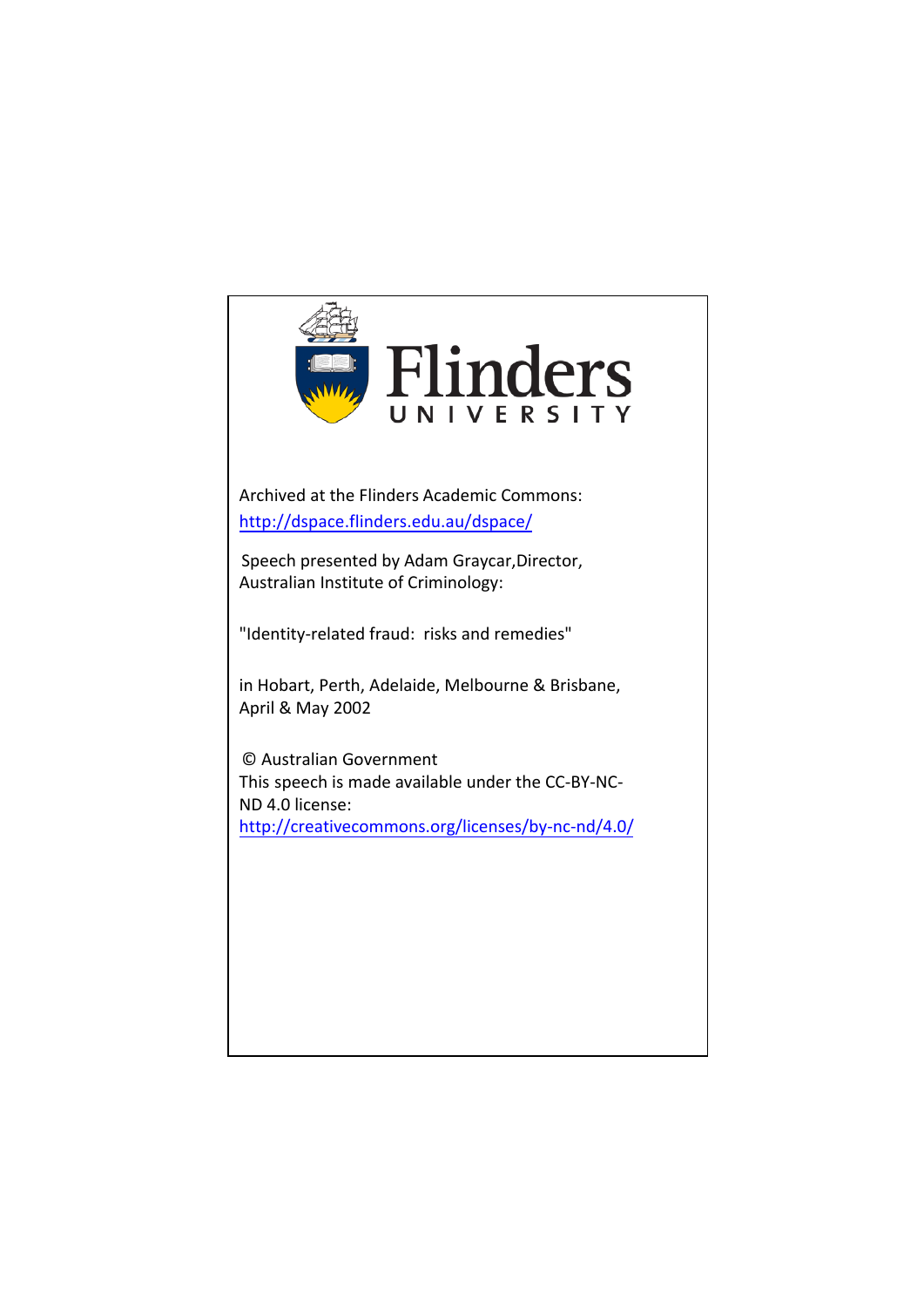Archived at the Flinders Academic Commons:
http://dspace.flinders.edu.au/dspace/

Speech presented by Adam Graycar,Director, Australian Institute of Criminology:

"Identity-related fraud: risks and remedies"

in Hobart, Perth, Adelaide, Melbourne & Brisbane, April & May 2002

© Australian Government
This speech is made available under the CC-BY-NC-ND 4.0 license:
http://creativecommons.org/licenses/by-nc-nd/4.0/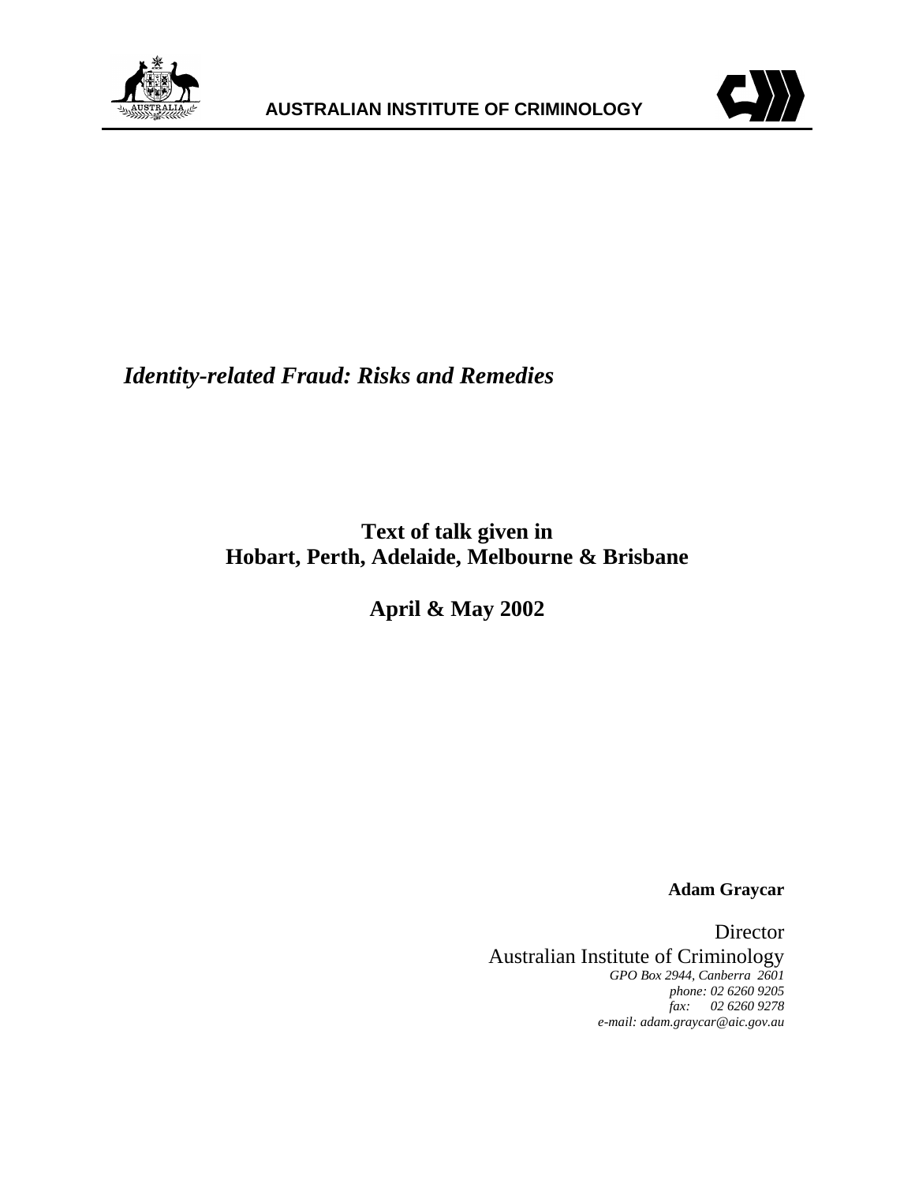**AUSTRALIAN INSTITUTE OF CRIMINOLOGY**

# *Identity-related Fraud: Risks and Remedies*

**Text of talk given in**
**Hobart, Perth, Adelaide, Melbourne & Brisbane**

**April & May 2002**

**Adam Graycar**

Director
Australian Institute of Criminology
*GPO Box 2944, Canberra 2601*
*phone: 02 6260 9205*
*fax: 02 6260 9278*
*e-mail: adam.graycar@aic.gov.au*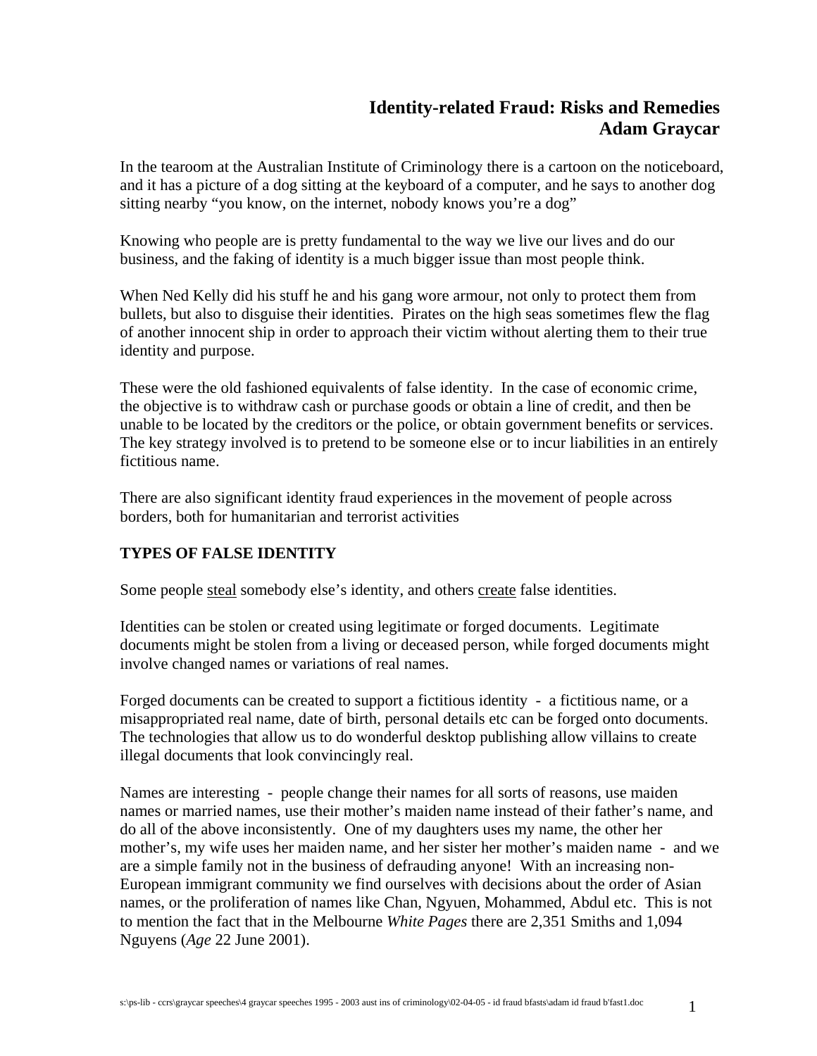# Identity-related Fraud: Risks and Remedies
# Adam Graycar

In the tearoom at the Australian Institute of Criminology there is a cartoon on the noticeboard, and it has a picture of a dog sitting at the keyboard of a computer, and he says to another dog sitting nearby "you know, on the internet, nobody knows you're a dog"

Knowing who people are is pretty fundamental to the way we live our lives and do our business, and the faking of identity is a much bigger issue than most people think.

When Ned Kelly did his stuff he and his gang wore armour, not only to protect them from bullets, but also to disguise their identities. Pirates on the high seas sometimes flew the flag of another innocent ship in order to approach their victim without alerting them to their true identity and purpose.

These were the old fashioned equivalents of false identity. In the case of economic crime, the objective is to withdraw cash or purchase goods or obtain a line of credit, and then be unable to be located by the creditors or the police, or obtain government benefits or services. The key strategy involved is to pretend to be someone else or to incur liabilities in an entirely fictitious name.

There are also significant identity fraud experiences in the movement of people across borders, both for humanitarian and terrorist activities

**TYPES OF FALSE IDENTITY**

Some people <u>steal</u> somebody else's identity, and others <u>create</u> false identities.

Identities can be stolen or created using legitimate or forged documents. Legitimate documents might be stolen from a living or deceased person, while forged documents might involve changed names or variations of real names.

Forged documents can be created to support a fictitious identity - a fictitious name, or a misappropriated real name, date of birth, personal details etc can be forged onto documents. The technologies that allow us to do wonderful desktop publishing allow villains to create illegal documents that look convincingly real.

Names are interesting - people change their names for all sorts of reasons, use maiden names or married names, use their mother's maiden name instead of their father's name, and do all of the above inconsistently. One of my daughters uses my name, the other her mother's, my wife uses her maiden name, and her sister her mother's maiden name - and we are a simple family not in the business of defrauding anyone! With an increasing non-European immigrant community we find ourselves with decisions about the order of Asian names, or the proliferation of names like Chan, Ngyuen, Mohammed, Abdul etc. This is not to mention the fact that in the Melbourne *White Pages* there are 2,351 Smiths and 1,094 Nguyens (*Age* 22 June 2001).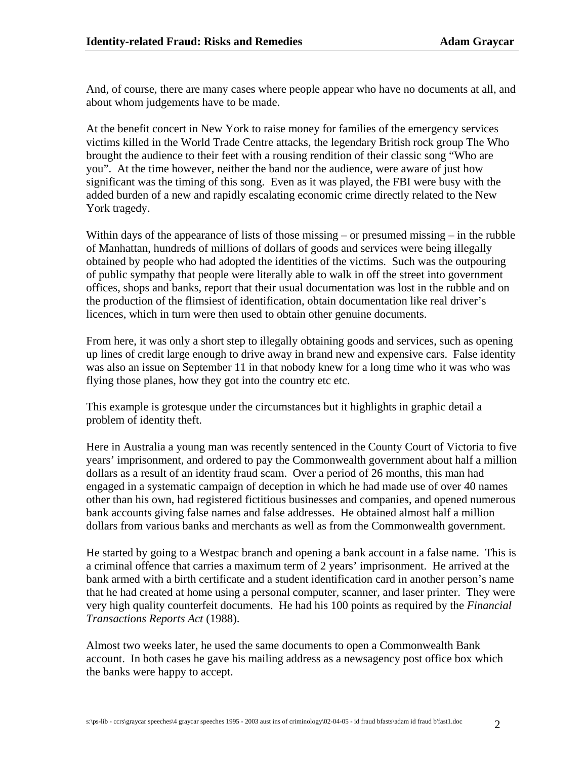And, of course, there are many cases where people appear who have no documents at all, and about whom judgements have to be made.

At the benefit concert in New York to raise money for families of the emergency services victims killed in the World Trade Centre attacks, the legendary British rock group The Who brought the audience to their feet with a rousing rendition of their classic song "Who are you". At the time however, neither the band nor the audience, were aware of just how significant was the timing of this song. Even as it was played, the FBI were busy with the added burden of a new and rapidly escalating economic crime directly related to the New York tragedy.

Within days of the appearance of lists of those missing – or presumed missing – in the rubble of Manhattan, hundreds of millions of dollars of goods and services were being illegally obtained by people who had adopted the identities of the victims. Such was the outpouring of public sympathy that people were literally able to walk in off the street into government offices, shops and banks, report that their usual documentation was lost in the rubble and on the production of the flimsiest of identification, obtain documentation like real driver's licences, which in turn were then used to obtain other genuine documents.

From here, it was only a short step to illegally obtaining goods and services, such as opening up lines of credit large enough to drive away in brand new and expensive cars. False identity was also an issue on September 11 in that nobody knew for a long time who it was who was flying those planes, how they got into the country etc etc.

This example is grotesque under the circumstances but it highlights in graphic detail a problem of identity theft.

Here in Australia a young man was recently sentenced in the County Court of Victoria to five years' imprisonment, and ordered to pay the Commonwealth government about half a million dollars as a result of an identity fraud scam. Over a period of 26 months, this man had engaged in a systematic campaign of deception in which he had made use of over 40 names other than his own, had registered fictitious businesses and companies, and opened numerous bank accounts giving false names and false addresses. He obtained almost half a million dollars from various banks and merchants as well as from the Commonwealth government.

He started by going to a Westpac branch and opening a bank account in a false name. This is a criminal offence that carries a maximum term of 2 years' imprisonment. He arrived at the bank armed with a birth certificate and a student identification card in another person's name that he had created at home using a personal computer, scanner, and laser printer. They were very high quality counterfeit documents. He had his 100 points as required by the *Financial Transactions Reports Act* (1988).

Almost two weeks later, he used the same documents to open a Commonwealth Bank account. In both cases he gave his mailing address as a newsagency post office box which the banks were happy to accept.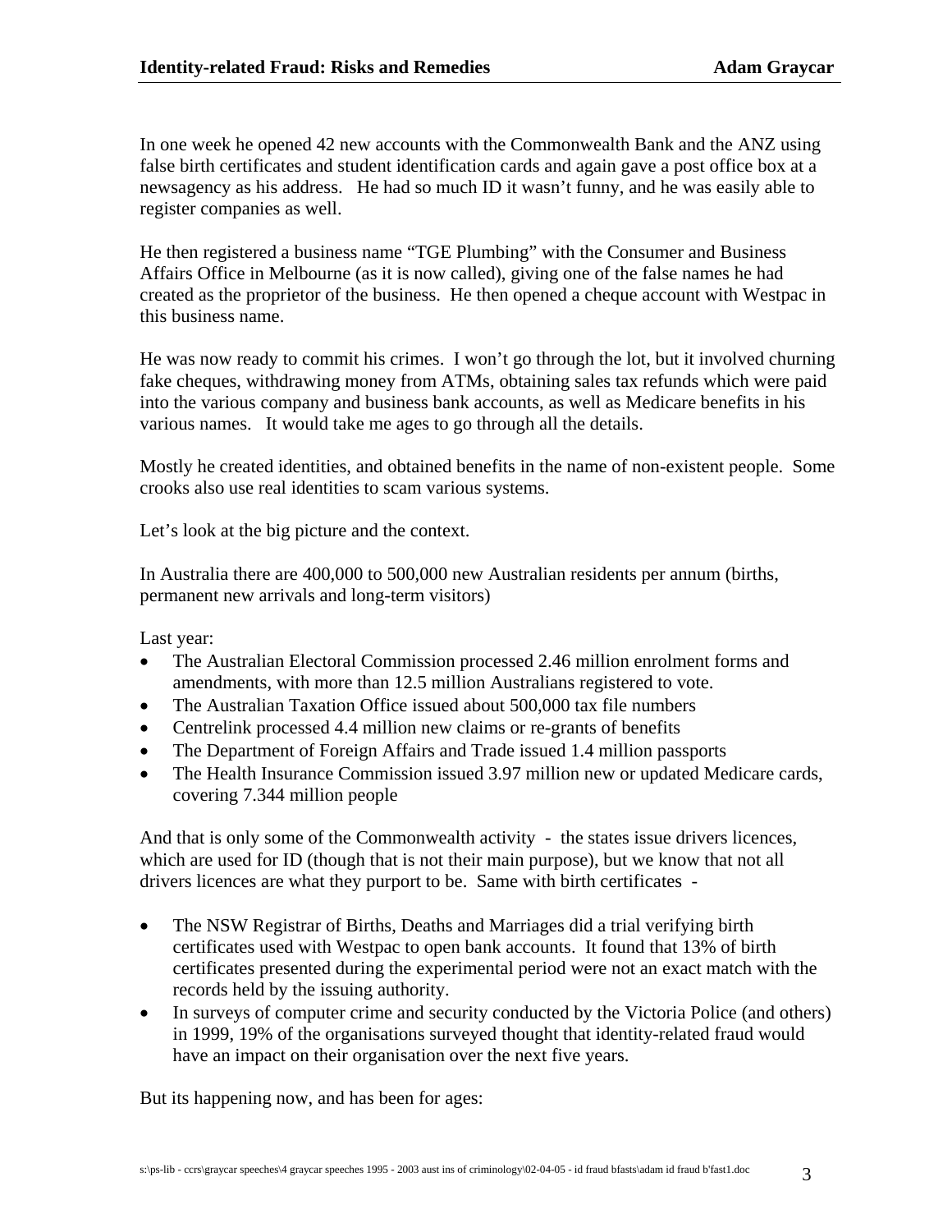In one week he opened 42 new accounts with the Commonwealth Bank and the ANZ using false birth certificates and student identification cards and again gave a post office box at a newsagency as his address. He had so much ID it wasn't funny, and he was easily able to register companies as well.

He then registered a business name "TGE Plumbing" with the Consumer and Business Affairs Office in Melbourne (as it is now called), giving one of the false names he had created as the proprietor of the business. He then opened a cheque account with Westpac in this business name.

He was now ready to commit his crimes. I won't go through the lot, but it involved churning fake cheques, withdrawing money from ATMs, obtaining sales tax refunds which were paid into the various company and business bank accounts, as well as Medicare benefits in his various names. It would take me ages to go through all the details.

Mostly he created identities, and obtained benefits in the name of non-existent people. Some crooks also use real identities to scam various systems.

Let's look at the big picture and the context.

In Australia there are 400,000 to 500,000 new Australian residents per annum (births, permanent new arrivals and long-term visitors)

Last year:

- The Australian Electoral Commission processed 2.46 million enrolment forms and amendments, with more than 12.5 million Australians registered to vote.
- The Australian Taxation Office issued about 500,000 tax file numbers
- Centrelink processed 4.4 million new claims or re-grants of benefits
- The Department of Foreign Affairs and Trade issued 1.4 million passports
- The Health Insurance Commission issued 3.97 million new or updated Medicare cards, covering 7.344 million people

And that is only some of the Commonwealth activity - the states issue drivers licences, which are used for ID (though that is not their main purpose), but we know that not all drivers licences are what they purport to be. Same with birth certificates -

- The NSW Registrar of Births, Deaths and Marriages did a trial verifying birth certificates used with Westpac to open bank accounts. It found that 13% of birth certificates presented during the experimental period were not an exact match with the records held by the issuing authority.
- In surveys of computer crime and security conducted by the Victoria Police (and others) in 1999, 19% of the organisations surveyed thought that identity-related fraud would have an impact on their organisation over the next five years.

But its happening now, and has been for ages: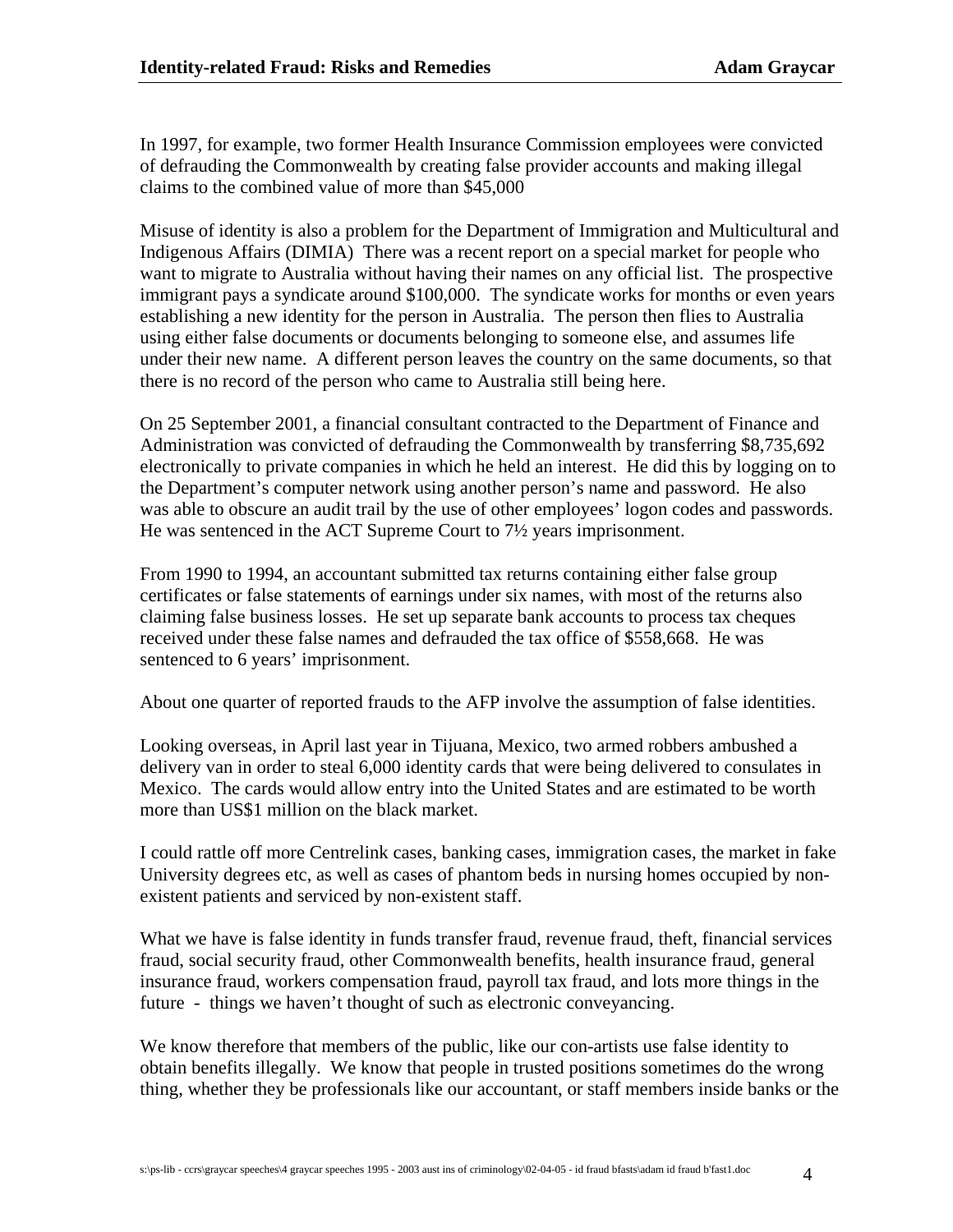In 1997, for example, two former Health Insurance Commission employees were convicted of defrauding the Commonwealth by creating false provider accounts and making illegal claims to the combined value of more than $45,000

Misuse of identity is also a problem for the Department of Immigration and Multicultural and Indigenous Affairs (DIMIA) There was a recent report on a special market for people who want to migrate to Australia without having their names on any official list. The prospective immigrant pays a syndicate around $100,000. The syndicate works for months or even years establishing a new identity for the person in Australia. The person then flies to Australia using either false documents or documents belonging to someone else, and assumes life under their new name. A different person leaves the country on the same documents, so that there is no record of the person who came to Australia still being here.

On 25 September 2001, a financial consultant contracted to the Department of Finance and Administration was convicted of defrauding the Commonwealth by transferring $8,735,692 electronically to private companies in which he held an interest. He did this by logging on to the Department's computer network using another person's name and password. He also was able to obscure an audit trail by the use of other employees' logon codes and passwords. He was sentenced in the ACT Supreme Court to 7½ years imprisonment.

From 1990 to 1994, an accountant submitted tax returns containing either false group certificates or false statements of earnings under six names, with most of the returns also claiming false business losses. He set up separate bank accounts to process tax cheques received under these false names and defrauded the tax office of $558,668. He was sentenced to 6 years' imprisonment.

About one quarter of reported frauds to the AFP involve the assumption of false identities.

Looking overseas, in April last year in Tijuana, Mexico, two armed robbers ambushed a delivery van in order to steal 6,000 identity cards that were being delivered to consulates in Mexico. The cards would allow entry into the United States and are estimated to be worth more than US$1 million on the black market.

I could rattle off more Centrelink cases, banking cases, immigration cases, the market in fake University degrees etc, as well as cases of phantom beds in nursing homes occupied by non-existent patients and serviced by non-existent staff.

What we have is false identity in funds transfer fraud, revenue fraud, theft, financial services fraud, social security fraud, other Commonwealth benefits, health insurance fraud, general insurance fraud, workers compensation fraud, payroll tax fraud, and lots more things in the future - things we haven't thought of such as electronic conveyancing.

We know therefore that members of the public, like our con-artists use false identity to obtain benefits illegally. We know that people in trusted positions sometimes do the wrong thing, whether they be professionals like our accountant, or staff members inside banks or the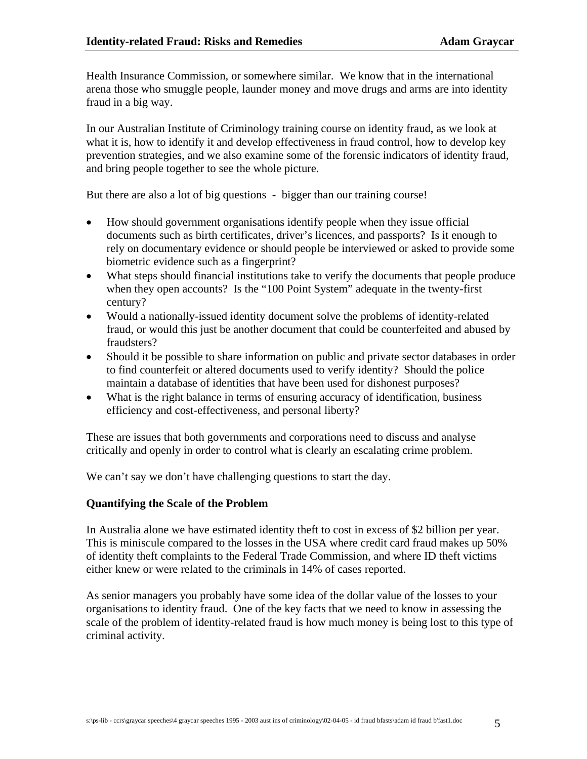Health Insurance Commission, or somewhere similar. We know that in the international arena those who smuggle people, launder money and move drugs and arms are into identity fraud in a big way.

In our Australian Institute of Criminology training course on identity fraud, as we look at what it is, how to identify it and develop effectiveness in fraud control, how to develop key prevention strategies, and we also examine some of the forensic indicators of identity fraud, and bring people together to see the whole picture.

But there are also a lot of big questions - bigger than our training course!

- How should government organisations identify people when they issue official documents such as birth certificates, driver's licences, and passports? Is it enough to rely on documentary evidence or should people be interviewed or asked to provide some biometric evidence such as a fingerprint?
- What steps should financial institutions take to verify the documents that people produce when they open accounts? Is the "100 Point System" adequate in the twenty-first century?
- Would a nationally-issued identity document solve the problems of identity-related fraud, or would this just be another document that could be counterfeited and abused by fraudsters?
- Should it be possible to share information on public and private sector databases in order to find counterfeit or altered documents used to verify identity? Should the police maintain a database of identities that have been used for dishonest purposes?
- What is the right balance in terms of ensuring accuracy of identification, business efficiency and cost-effectiveness, and personal liberty?

These are issues that both governments and corporations need to discuss and analyse critically and openly in order to control what is clearly an escalating crime problem.

We can't say we don't have challenging questions to start the day.

### Quantifying the Scale of the Problem

In Australia alone we have estimated identity theft to cost in excess of $2 billion per year. This is miniscule compared to the losses in the USA where credit card fraud makes up 50% of identity theft complaints to the Federal Trade Commission, and where ID theft victims either knew or were related to the criminals in 14% of cases reported.

As senior managers you probably have some idea of the dollar value of the losses to your organisations to identity fraud. One of the key facts that we need to know in assessing the scale of the problem of identity-related fraud is how much money is being lost to this type of criminal activity.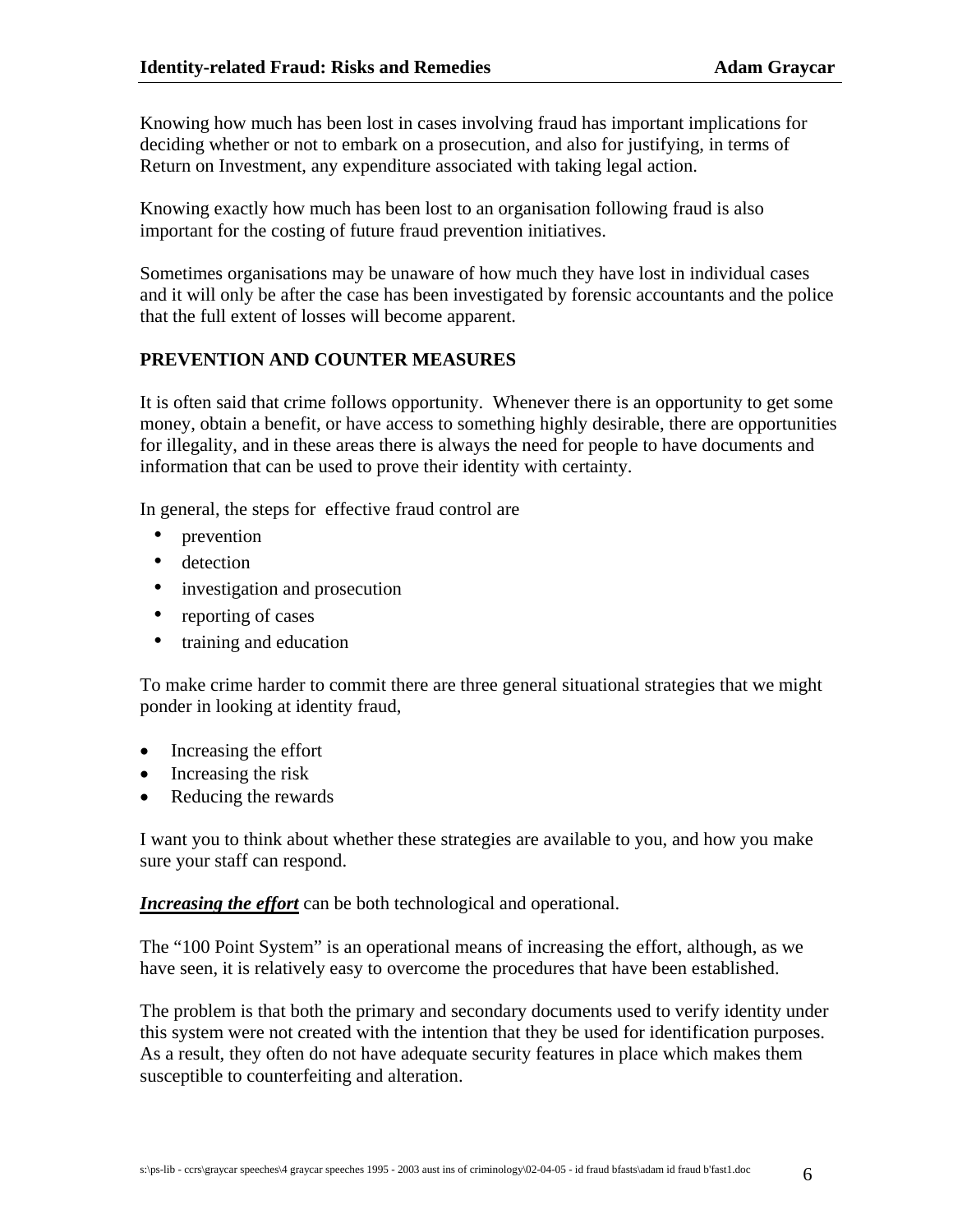Knowing how much has been lost in cases involving fraud has important implications for deciding whether or not to embark on a prosecution, and also for justifying, in terms of Return on Investment, any expenditure associated with taking legal action.

Knowing exactly how much has been lost to an organisation following fraud is also important for the costing of future fraud prevention initiatives.

Sometimes organisations may be unaware of how much they have lost in individual cases and it will only be after the case has been investigated by forensic accountants and the police that the full extent of losses will become apparent.

## PREVENTION AND COUNTER MEASURES

It is often said that crime follows opportunity. Whenever there is an opportunity to get some money, obtain a benefit, or have access to something highly desirable, there are opportunities for illegality, and in these areas there is always the need for people to have documents and information that can be used to prove their identity with certainty.

In general, the steps for effective fraud control are

- prevention
- detection
- investigation and prosecution
- reporting of cases
- training and education

To make crime harder to commit there are three general situational strategies that we might ponder in looking at identity fraud,

- Increasing the effort
- Increasing the risk
- Reducing the rewards

I want you to think about whether these strategies are available to you, and how you make sure your staff can respond.

***Increasing the effort*** can be both technological and operational.

The "100 Point System" is an operational means of increasing the effort, although, as we have seen, it is relatively easy to overcome the procedures that have been established.

The problem is that both the primary and secondary documents used to verify identity under this system were not created with the intention that they be used for identification purposes. As a result, they often do not have adequate security features in place which makes them susceptible to counterfeiting and alteration.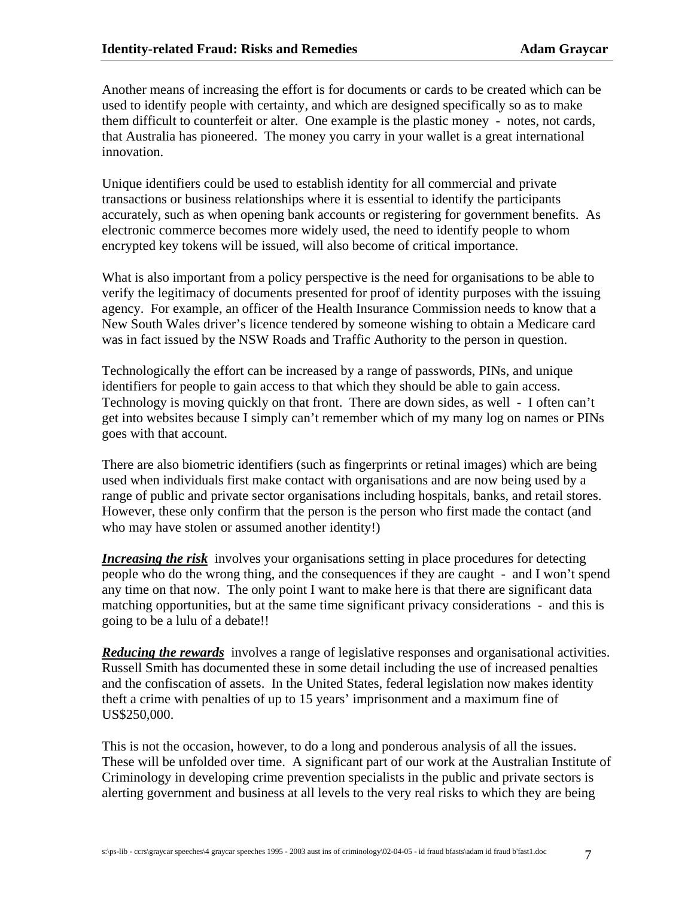Another means of increasing the effort is for documents or cards to be created which can be used to identify people with certainty, and which are designed specifically so as to make them difficult to counterfeit or alter. One example is the plastic money - notes, not cards, that Australia has pioneered. The money you carry in your wallet is a great international innovation.

Unique identifiers could be used to establish identity for all commercial and private transactions or business relationships where it is essential to identify the participants accurately, such as when opening bank accounts or registering for government benefits. As electronic commerce becomes more widely used, the need to identify people to whom encrypted key tokens will be issued, will also become of critical importance.

What is also important from a policy perspective is the need for organisations to be able to verify the legitimacy of documents presented for proof of identity purposes with the issuing agency. For example, an officer of the Health Insurance Commission needs to know that a New South Wales driver's licence tendered by someone wishing to obtain a Medicare card was in fact issued by the NSW Roads and Traffic Authority to the person in question.

Technologically the effort can be increased by a range of passwords, PINs, and unique identifiers for people to gain access to that which they should be able to gain access. Technology is moving quickly on that front. There are down sides, as well - I often can't get into websites because I simply can't remember which of my many log on names or PINs goes with that account.

There are also biometric identifiers (such as fingerprints or retinal images) which are being used when individuals first make contact with organisations and are now being used by a range of public and private sector organisations including hospitals, banks, and retail stores. However, these only confirm that the person is the person who first made the contact (and who may have stolen or assumed another identity!)

***Increasing the risk*** involves your organisations setting in place procedures for detecting people who do the wrong thing, and the consequences if they are caught - and I won't spend any time on that now. The only point I want to make here is that there are significant data matching opportunities, but at the same time significant privacy considerations - and this is going to be a lulu of a debate!!

***Reducing the rewards*** involves a range of legislative responses and organisational activities. Russell Smith has documented these in some detail including the use of increased penalties and the confiscation of assets. In the United States, federal legislation now makes identity theft a crime with penalties of up to 15 years' imprisonment and a maximum fine of US$250,000.

This is not the occasion, however, to do a long and ponderous analysis of all the issues. These will be unfolded over time. A significant part of our work at the Australian Institute of Criminology in developing crime prevention specialists in the public and private sectors is alerting government and business at all levels to the very real risks to which they are being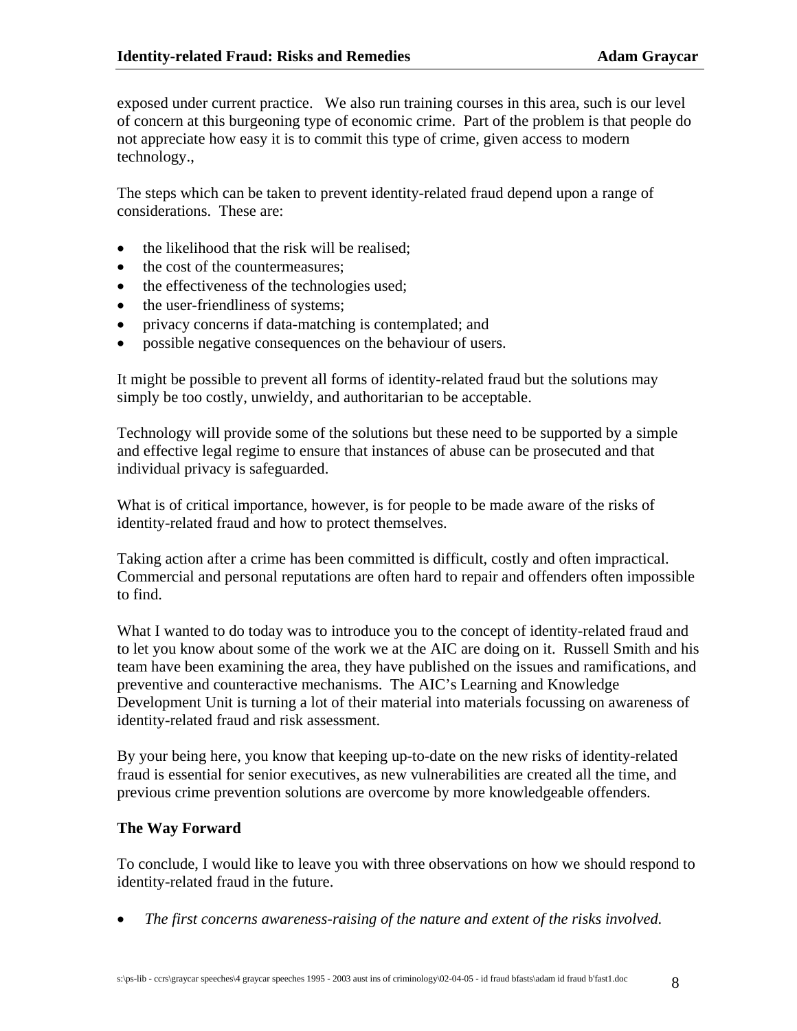exposed under current practice. We also run training courses in this area, such is our level of concern at this burgeoning type of economic crime. Part of the problem is that people do not appreciate how easy it is to commit this type of crime, given access to modern technology.,

The steps which can be taken to prevent identity-related fraud depend upon a range of considerations. These are:

- the likelihood that the risk will be realised;
- the cost of the countermeasures;
- the effectiveness of the technologies used;
- the user-friendliness of systems;
- privacy concerns if data-matching is contemplated; and
- possible negative consequences on the behaviour of users.

It might be possible to prevent all forms of identity-related fraud but the solutions may simply be too costly, unwieldy, and authoritarian to be acceptable.

Technology will provide some of the solutions but these need to be supported by a simple and effective legal regime to ensure that instances of abuse can be prosecuted and that individual privacy is safeguarded.

What is of critical importance, however, is for people to be made aware of the risks of identity-related fraud and how to protect themselves.

Taking action after a crime has been committed is difficult, costly and often impractical. Commercial and personal reputations are often hard to repair and offenders often impossible to find.

What I wanted to do today was to introduce you to the concept of identity-related fraud and to let you know about some of the work we at the AIC are doing on it. Russell Smith and his team have been examining the area, they have published on the issues and ramifications, and preventive and counteractive mechanisms. The AIC's Learning and Knowledge Development Unit is turning a lot of their material into materials focussing on awareness of identity-related fraud and risk assessment.

By your being here, you know that keeping up-to-date on the new risks of identity-related fraud is essential for senior executives, as new vulnerabilities are created all the time, and previous crime prevention solutions are overcome by more knowledgeable offenders.

**The Way Forward**

To conclude, I would like to leave you with three observations on how we should respond to identity-related fraud in the future.

- *The first concerns awareness-raising of the nature and extent of the risks involved.*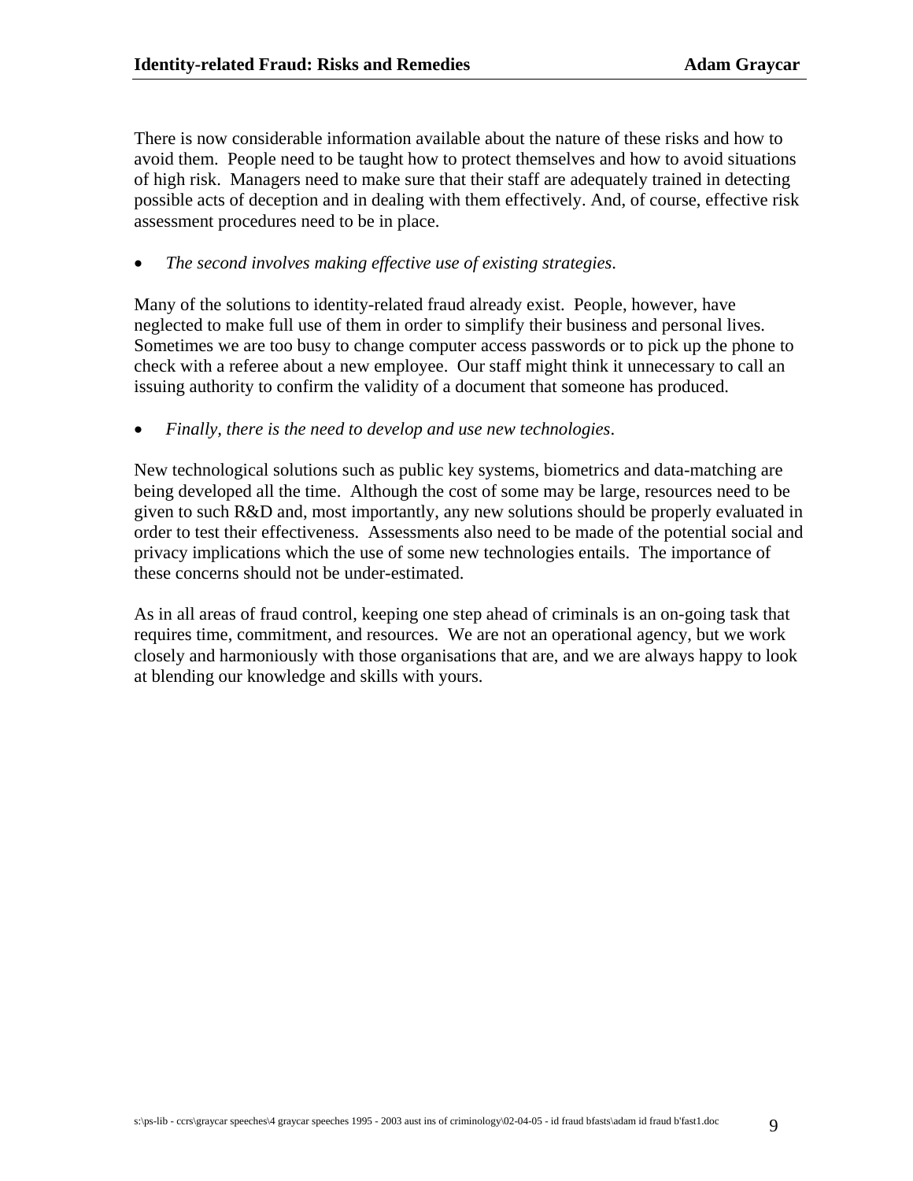There is now considerable information available about the nature of these risks and how to avoid them. People need to be taught how to protect themselves and how to avoid situations of high risk. Managers need to make sure that their staff are adequately trained in detecting possible acts of deception and in dealing with them effectively. And, of course, effective risk assessment procedures need to be in place.

- *The second involves making effective use of existing strategies.*

Many of the solutions to identity-related fraud already exist. People, however, have neglected to make full use of them in order to simplify their business and personal lives. Sometimes we are too busy to change computer access passwords or to pick up the phone to check with a referee about a new employee. Our staff might think it unnecessary to call an issuing authority to confirm the validity of a document that someone has produced.

- *Finally, there is the need to develop and use new technologies.*

New technological solutions such as public key systems, biometrics and data-matching are being developed all the time. Although the cost of some may be large, resources need to be given to such R&D and, most importantly, any new solutions should be properly evaluated in order to test their effectiveness. Assessments also need to be made of the potential social and privacy implications which the use of some new technologies entails. The importance of these concerns should not be under-estimated.

As in all areas of fraud control, keeping one step ahead of criminals is an on-going task that requires time, commitment, and resources. We are not an operational agency, but we work closely and harmoniously with those organisations that are, and we are always happy to look at blending our knowledge and skills with yours.